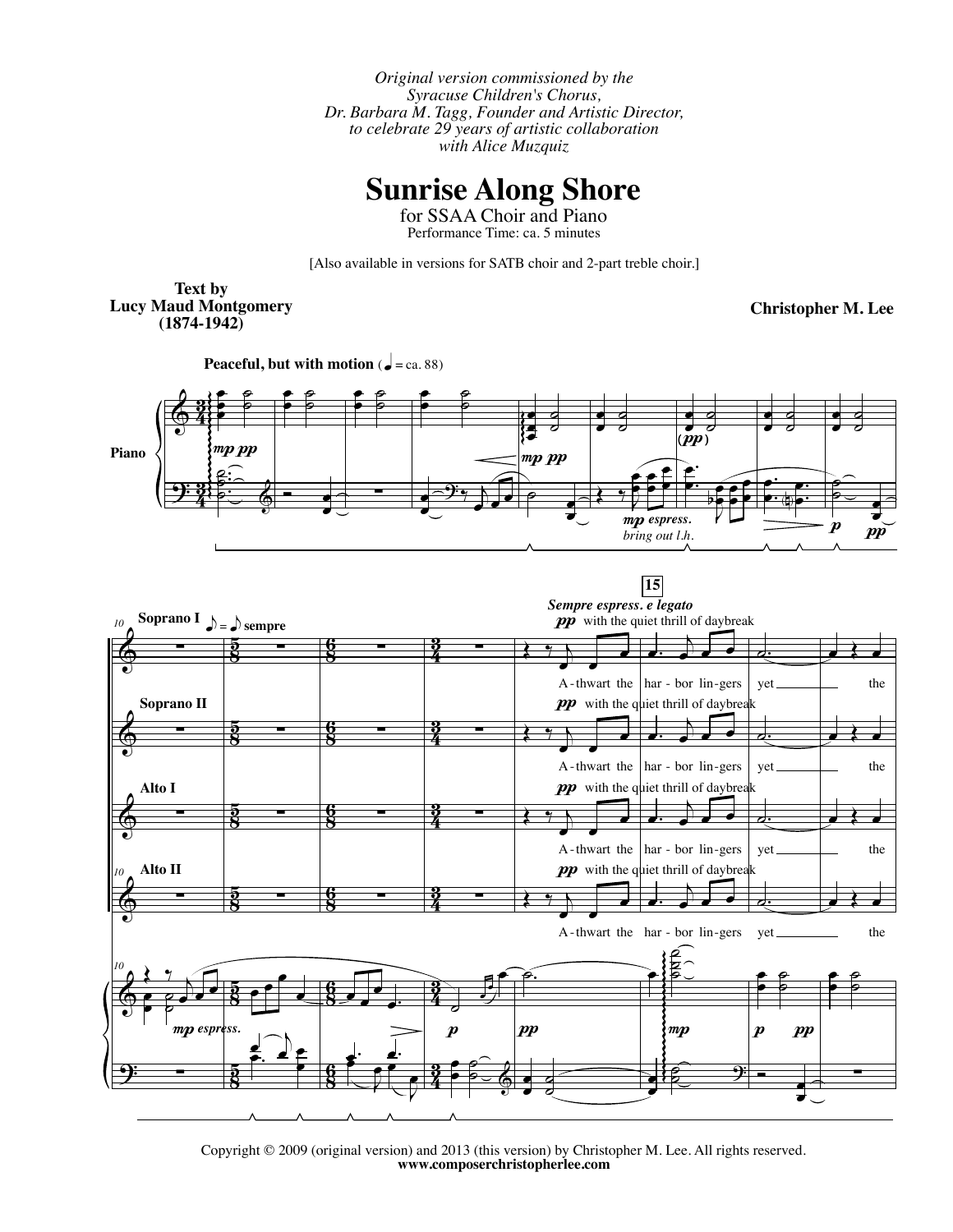*Original version commissioned by the*
*Syracuse Children's Chorus,*
*Dr. Barbara M. Tagg, Founder and Artistic Director,*
*to celebrate 29 years of artistic collaboration*
*with Alice Muzquiz*

# Sunrise Along Shore

for SSAA Choir and Piano
Performance Time: ca. 5 minutes

[Also available in versions for SATB choir and 2-part treble choir.]

**Text by**
**Lucy Maud Montgomery**
**(1874-1942)**

**Christopher M. Lee**

Copyright © 2009 (original version) and 2013 (this version) by Christopher M. Lee. All rights reserved.
**www.composerchristopherlee.com**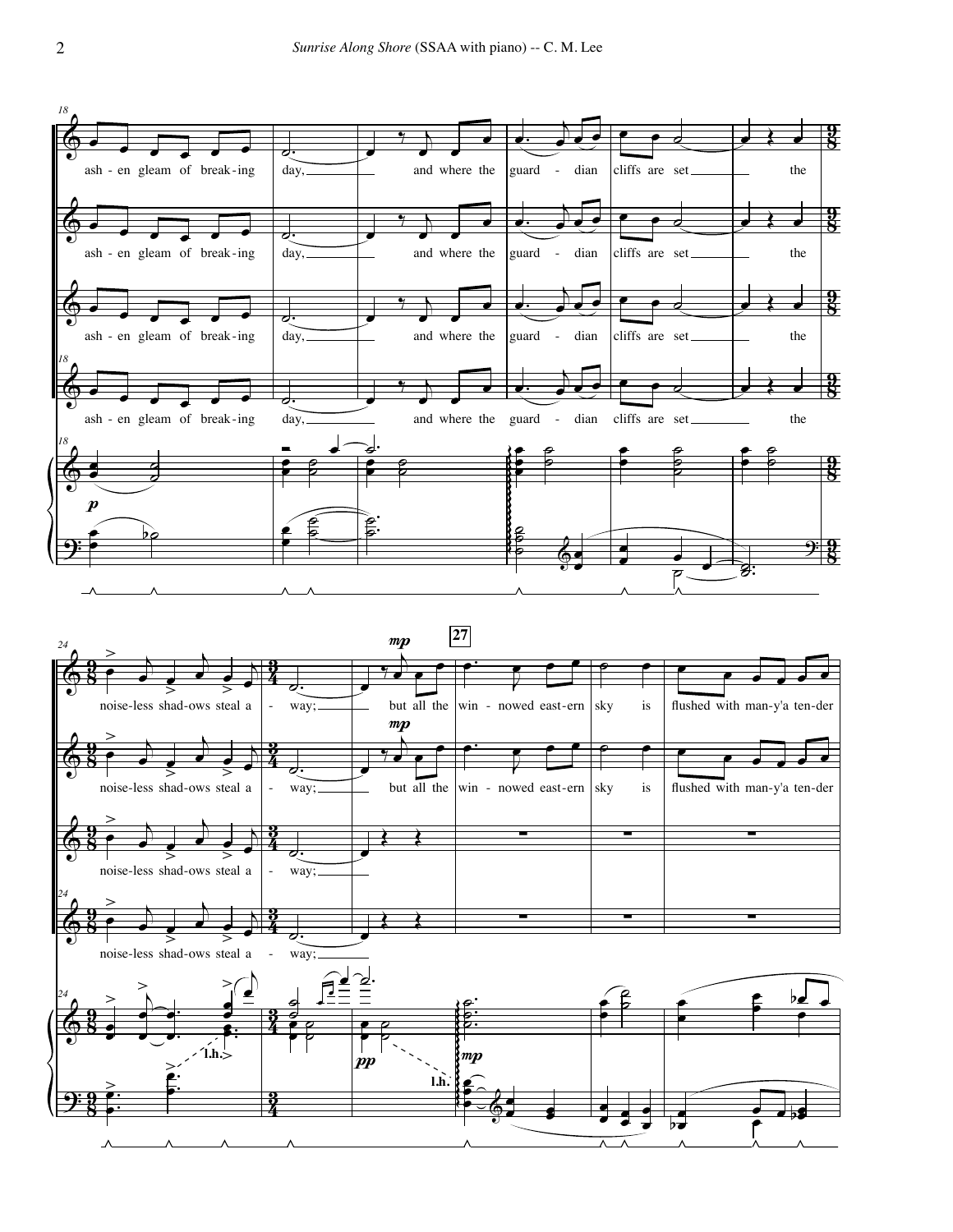ash - en gleam of break - ing day, and where the guard - dian cliffs are set the

noise-less shad-ows steal a - way; but all the win - nowed east-ern sky is flushed with man-y'a ten-der

**27**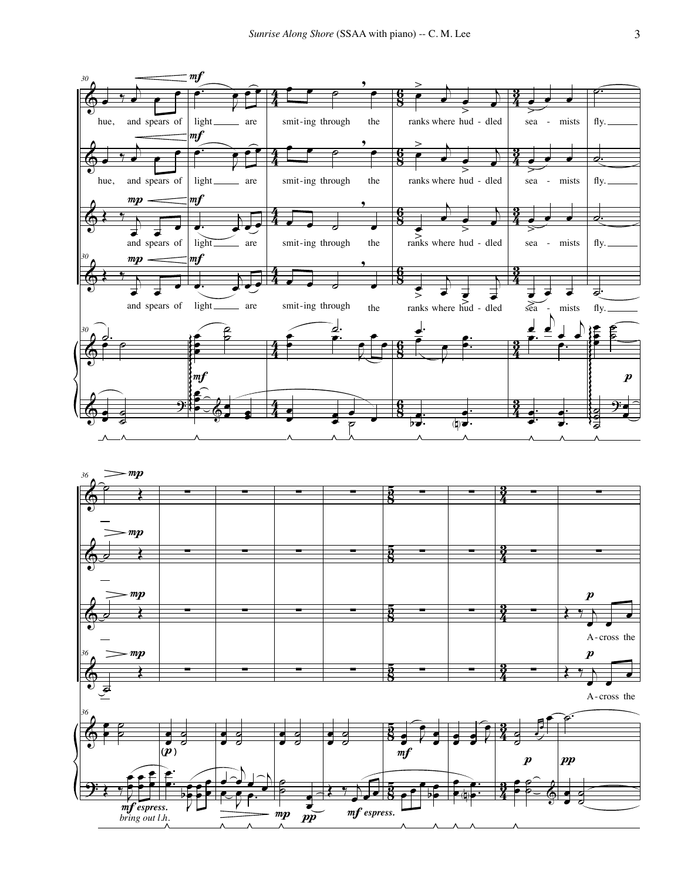hue, and spears of light are smit-ing through the ranks where hud - dled sea - mists fly.

A-cross the

*mf espress.*
*bring out l.h.*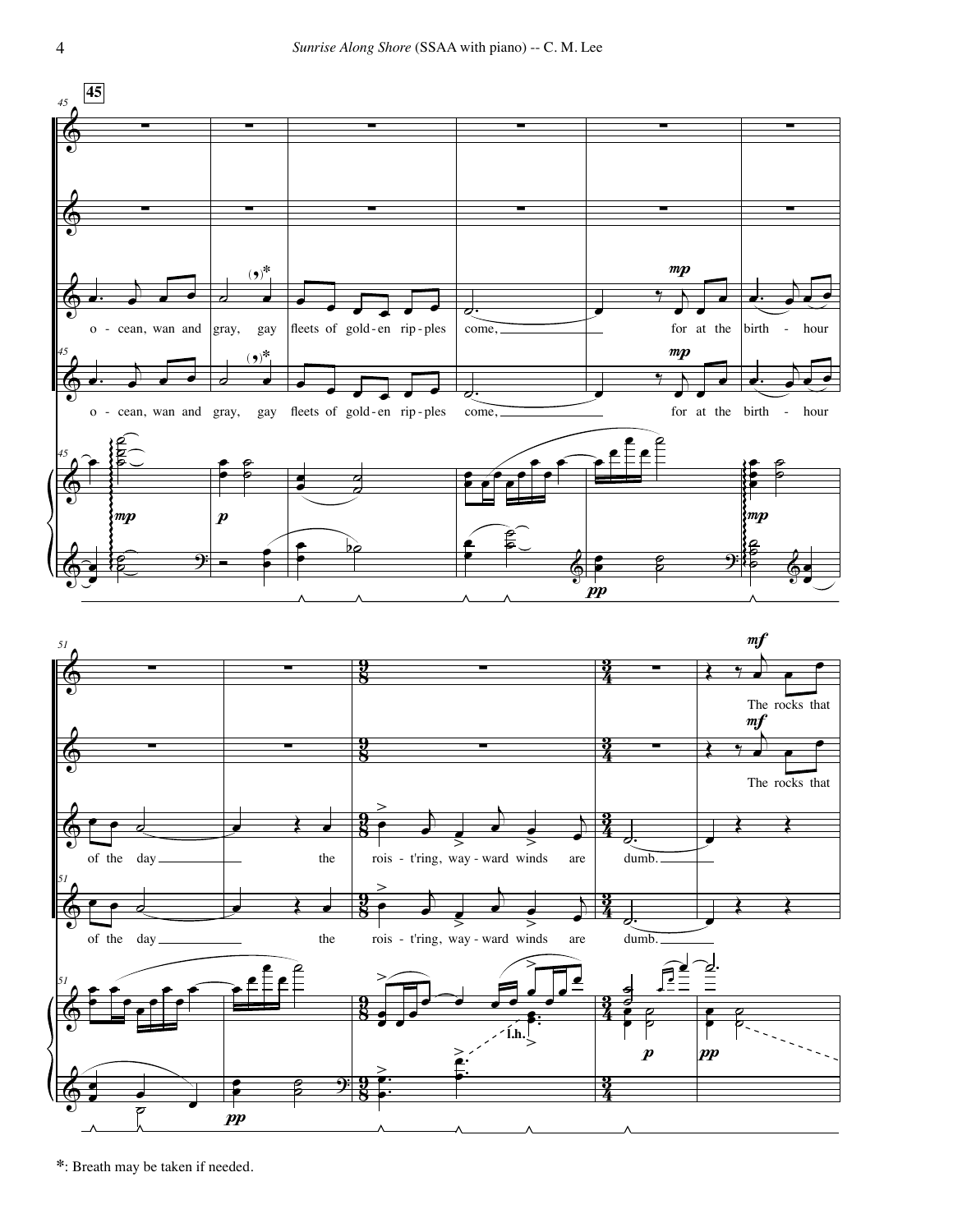o - cean, wan and gray, gay fleets of gold - en rip - ples come, for at the birth - hour

of the day the rois - t'ring, way - ward winds are dumb.

The rocks that

*: Breath may be taken if needed.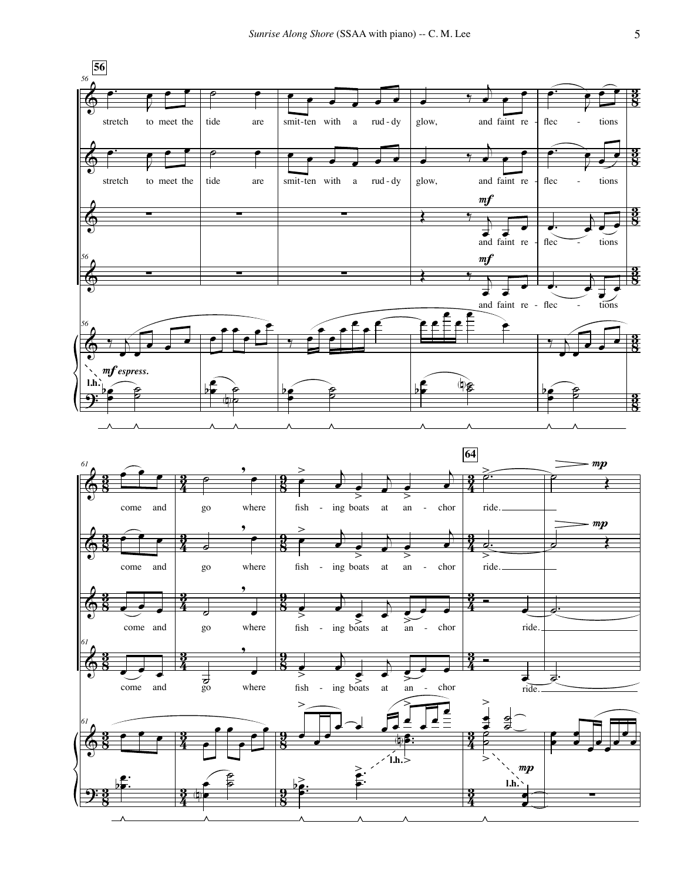**56**

stretch to meet the tide are smit-ten with a rud-dy glow, and faint re-flec-tions

stretch to meet the tide are smit-ten with a rud-dy glow, and faint re-flec-tions

*mf*

and faint re-flec-tions

*mf*

and faint re-flec-tions

*mf espress.*

l.h.

**64**

come and go where fish-ing boats at an-chor ride.

*mp*

come and go where fish-ing boats at an-chor ride.

*mp*

come and go where fish-ing boats at an-chor ride.

come and go where fish-ing boats at an-chor ride.

l.h.

*mp*

l.h.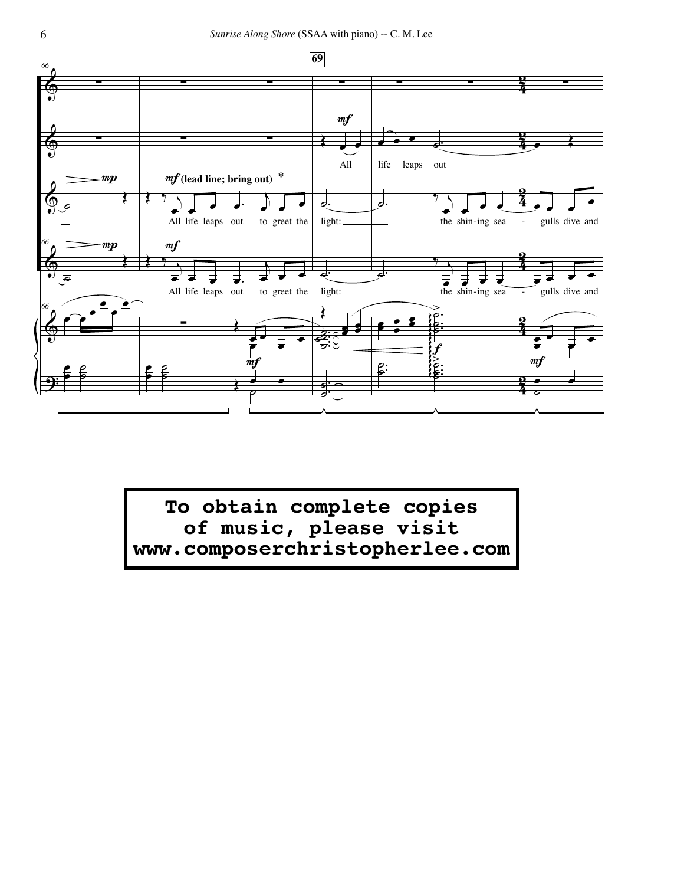To obtain complete copies of music, please visit www.composerchristopherlee.com